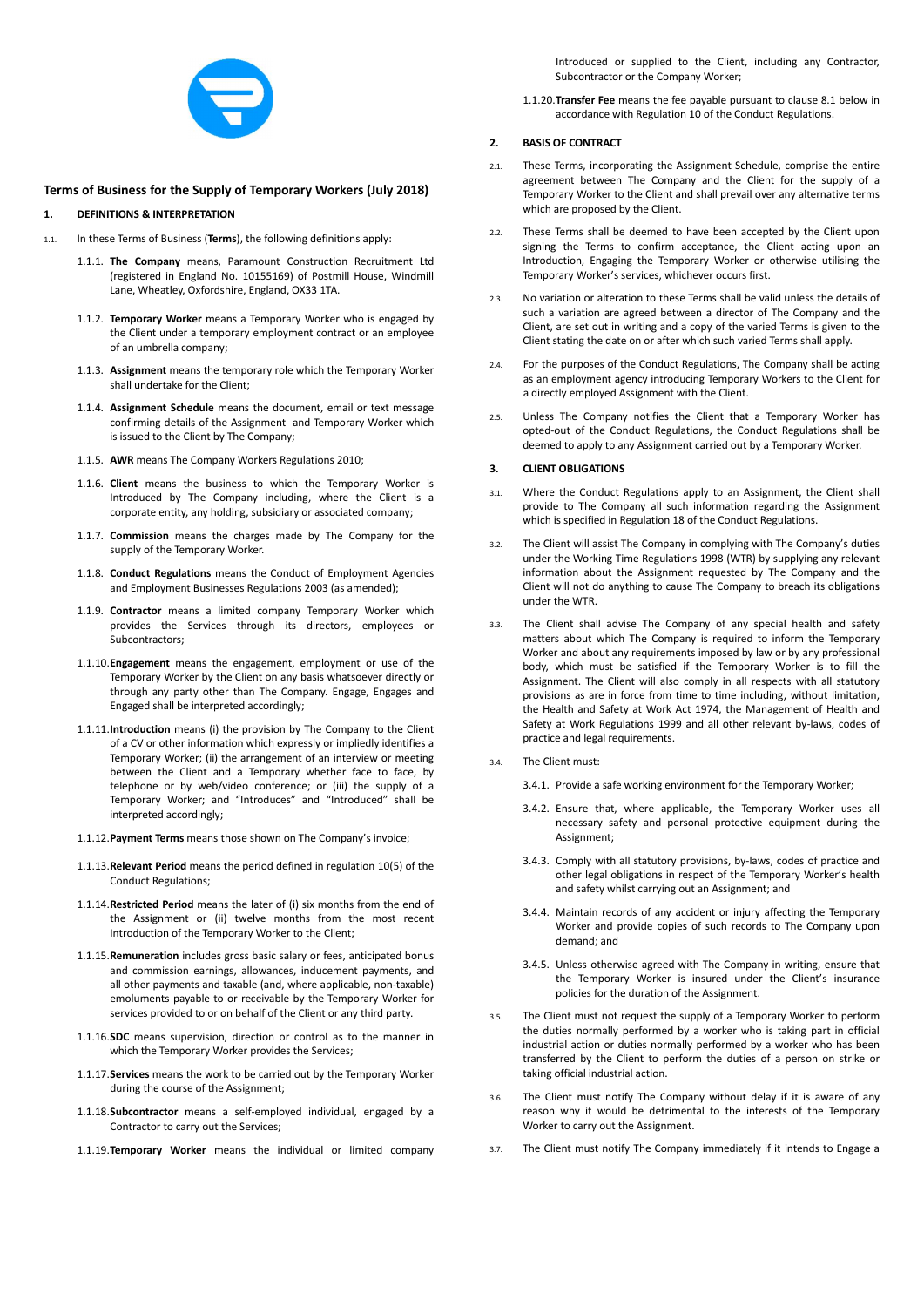## Terms of Business for the Supply of Temporary Workers (July 2018)

### 1. DEFINITIONS & INTERPRETATION

1.1. In these Terms of Business (**Terms**), the following definitions apply:

1.1.1. **The Company** means, Paramount Construction Recruitment Ltd (registered in England No. 10155169) of Postmill House, Windmill Lane, Wheatley, Oxfordshire, England, OX33 1TA.

1.1.2. **Temporary Worker** means a Temporary Worker who is engaged by the Client under a temporary employment contract or an employee of an umbrella company;

1.1.3. **Assignment** means the temporary role which the Temporary Worker shall undertake for the Client;

1.1.4. **Assignment Schedule** means the document, email or text message confirming details of the Assignment and Temporary Worker which is issued to the Client by The Company;

1.1.5. **AWR** means The Company Workers Regulations 2010;

1.1.6. **Client** means the business to which the Temporary Worker is Introduced by The Company including, where the Client is a corporate entity, any holding, subsidiary or associated company;

1.1.7. **Commission** means the charges made by The Company for the supply of the Temporary Worker.

1.1.8. **Conduct Regulations** means the Conduct of Employment Agencies and Employment Businesses Regulations 2003 (as amended);

1.1.9. **Contractor** means a limited company Temporary Worker which provides the Services through its directors, employees or Subcontractors;

1.1.10. **Engagement** means the engagement, employment or use of the Temporary Worker by the Client on any basis whatsoever directly or through any party other than The Company. Engage, Engages and Engaged shall be interpreted accordingly;

1.1.11. **Introduction** means (i) the provision by The Company to the Client of a CV or other information which expressly or impliedly identifies a Temporary Worker; (ii) the arrangement of an interview or meeting between the Client and a Temporary whether face to face, by telephone or by web/video conference; or (iii) the supply of a Temporary Worker; and "Introduces" and "Introduced" shall be interpreted accordingly;

1.1.12. **Payment Terms** means those shown on The Company's invoice;

1.1.13. **Relevant Period** means the period defined in regulation 10(5) of the Conduct Regulations;

1.1.14. **Restricted Period** means the later of (i) six months from the end of the Assignment or (ii) twelve months from the most recent Introduction of the Temporary Worker to the Client;

1.1.15. **Remuneration** includes gross basic salary or fees, anticipated bonus and commission earnings, allowances, inducement payments, and all other payments and taxable (and, where applicable, non-taxable) emoluments payable to or receivable by the Temporary Worker for services provided to or on behalf of the Client or any third party.

1.1.16. **SDC** means supervision, direction or control as to the manner in which the Temporary Worker provides the Services;

1.1.17. **Services** means the work to be carried out by the Temporary Worker during the course of the Assignment;

1.1.18. **Subcontractor** means a self-employed individual, engaged by a Contractor to carry out the Services;

1.1.19. **Temporary Worker** means the individual or limited company Introduced or supplied to the Client, including any Contractor, Subcontractor or the Company Worker;

1.1.20. **Transfer Fee** means the fee payable pursuant to clause 8.1 below in accordance with Regulation 10 of the Conduct Regulations.

### 2. BASIS OF CONTRACT

2.1. These Terms, incorporating the Assignment Schedule, comprise the entire agreement between The Company and the Client for the supply of a Temporary Worker to the Client and shall prevail over any alternative terms which are proposed by the Client.

2.2. These Terms shall be deemed to have been accepted by the Client upon signing the Terms to confirm acceptance, the Client acting upon an Introduction, Engaging the Temporary Worker or otherwise utilising the Temporary Worker's services, whichever occurs first.

2.3. No variation or alteration to these Terms shall be valid unless the details of such a variation are agreed between a director of The Company and the Client, are set out in writing and a copy of the varied Terms is given to the Client stating the date on or after which such varied Terms shall apply.

2.4. For the purposes of the Conduct Regulations, The Company shall be acting as an employment agency introducing Temporary Workers to the Client for a directly employed Assignment with the Client.

2.5. Unless The Company notifies the Client that a Temporary Worker has opted-out of the Conduct Regulations, the Conduct Regulations shall be deemed to apply to any Assignment carried out by a Temporary Worker.

### 3. CLIENT OBLIGATIONS

3.1. Where the Conduct Regulations apply to an Assignment, the Client shall provide to The Company all such information regarding the Assignment which is specified in Regulation 18 of the Conduct Regulations.

3.2. The Client will assist The Company in complying with The Company's duties under the Working Time Regulations 1998 (WTR) by supplying any relevant information about the Assignment requested by The Company and the Client will not do anything to cause The Company to breach its obligations under the WTR.

3.3. The Client shall advise The Company of any special health and safety matters about which The Company is required to inform the Temporary Worker and about any requirements imposed by law or by any professional body, which must be satisfied if the Temporary Worker is to fill the Assignment. The Client will also comply in all respects with all statutory provisions as are in force from time to time including, without limitation, the Health and Safety at Work Act 1974, the Management of Health and Safety at Work Regulations 1999 and all other relevant by-laws, codes of practice and legal requirements.

3.4. The Client must:

3.4.1. Provide a safe working environment for the Temporary Worker;

3.4.2. Ensure that, where applicable, the Temporary Worker uses all necessary safety and personal protective equipment during the Assignment;

3.4.3. Comply with all statutory provisions, by-laws, codes of practice and other legal obligations in respect of the Temporary Worker's health and safety whilst carrying out an Assignment; and

3.4.4. Maintain records of any accident or injury affecting the Temporary Worker and provide copies of such records to The Company upon demand; and

3.4.5. Unless otherwise agreed with The Company in writing, ensure that the Temporary Worker is insured under the Client's insurance policies for the duration of the Assignment.

3.5. The Client must not request the supply of a Temporary Worker to perform the duties normally performed by a worker who is taking part in official industrial action or duties normally performed by a worker who has been transferred by the Client to perform the duties of a person on strike or taking official industrial action.

3.6. The Client must notify The Company without delay if it is aware of any reason why it would be detrimental to the interests of the Temporary Worker to carry out the Assignment.

3.7. The Client must notify The Company immediately if it intends to Engage a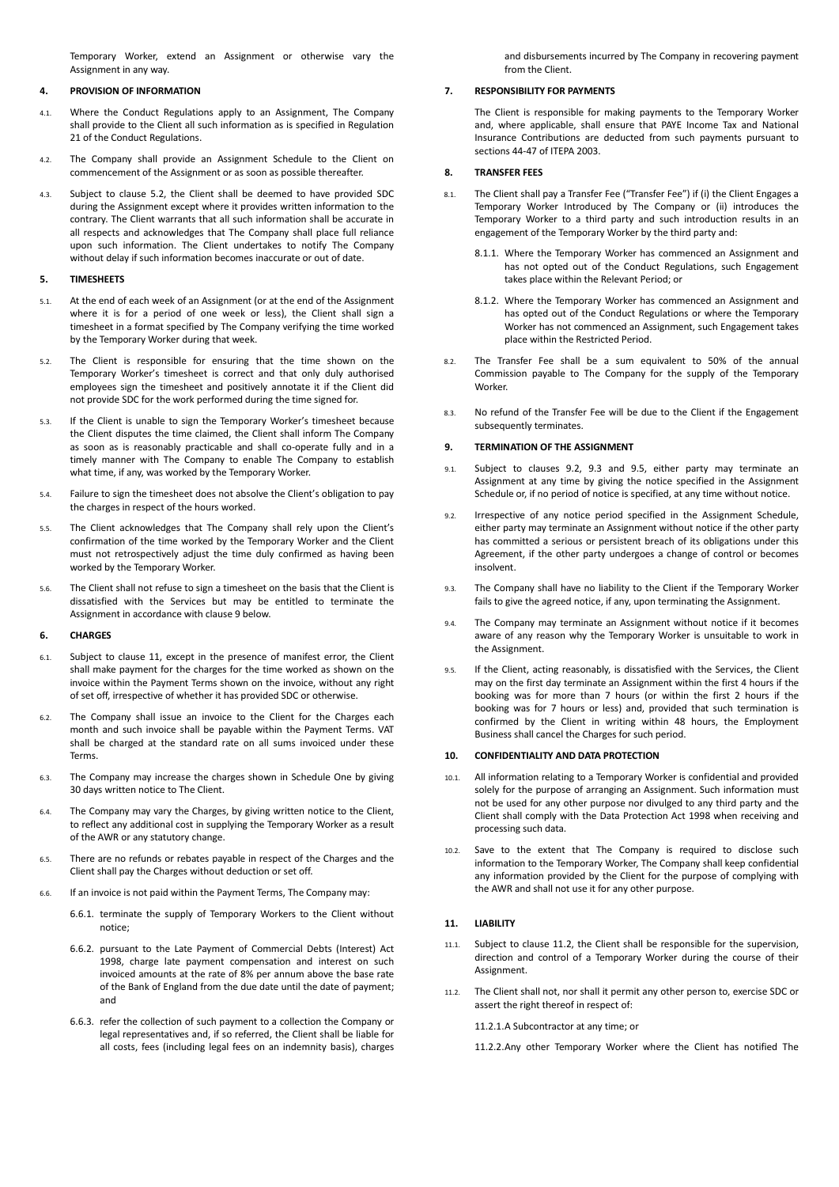Temporary Worker, extend an Assignment or otherwise vary the Assignment in any way.

## 4. PROVISION OF INFORMATION

4.1. Where the Conduct Regulations apply to an Assignment, The Company shall provide to the Client all such information as is specified in Regulation 21 of the Conduct Regulations.

4.2. The Company shall provide an Assignment Schedule to the Client on commencement of the Assignment or as soon as possible thereafter.

4.3. Subject to clause 5.2, the Client shall be deemed to have provided SDC during the Assignment except where it provides written information to the contrary. The Client warrants that all such information shall be accurate in all respects and acknowledges that The Company shall place full reliance upon such information. The Client undertakes to notify The Company without delay if such information becomes inaccurate or out of date.

## 5. TIMESHEETS

5.1. At the end of each week of an Assignment (or at the end of the Assignment where it is for a period of one week or less), the Client shall sign a timesheet in a format specified by The Company verifying the time worked by the Temporary Worker during that week.

5.2. The Client is responsible for ensuring that the time shown on the Temporary Worker's timesheet is correct and that only duly authorised employees sign the timesheet and positively annotate it if the Client did not provide SDC for the work performed during the time signed for.

5.3. If the Client is unable to sign the Temporary Worker's timesheet because the Client disputes the time claimed, the Client shall inform The Company as soon as is reasonably practicable and shall co-operate fully and in a timely manner with The Company to enable The Company to establish what time, if any, was worked by the Temporary Worker.

5.4. Failure to sign the timesheet does not absolve the Client's obligation to pay the charges in respect of the hours worked.

5.5. The Client acknowledges that The Company shall rely upon the Client's confirmation of the time worked by the Temporary Worker and the Client must not retrospectively adjust the time duly confirmed as having been worked by the Temporary Worker.

5.6. The Client shall not refuse to sign a timesheet on the basis that the Client is dissatisfied with the Services but may be entitled to terminate the Assignment in accordance with clause 9 below.

## 6. CHARGES

6.1. Subject to clause 11, except in the presence of manifest error, the Client shall make payment for the charges for the time worked as shown on the invoice within the Payment Terms shown on the invoice, without any right of set off, irrespective of whether it has provided SDC or otherwise.

6.2. The Company shall issue an invoice to the Client for the Charges each month and such invoice shall be payable within the Payment Terms. VAT shall be charged at the standard rate on all sums invoiced under these Terms.

6.3. The Company may increase the charges shown in Schedule One by giving 30 days written notice to The Client.

6.4. The Company may vary the Charges, by giving written notice to the Client, to reflect any additional cost in supplying the Temporary Worker as a result of the AWR or any statutory change.

6.5. There are no refunds or rebates payable in respect of the Charges and the Client shall pay the Charges without deduction or set off.

6.6. If an invoice is not paid within the Payment Terms, The Company may:

6.6.1. terminate the supply of Temporary Workers to the Client without notice;

6.6.2. pursuant to the Late Payment of Commercial Debts (Interest) Act 1998, charge late payment compensation and interest on such invoiced amounts at the rate of 8% per annum above the base rate of the Bank of England from the due date until the date of payment; and

6.6.3. refer the collection of such payment to a collection the Company or legal representatives and, if so referred, the Client shall be liable for all costs, fees (including legal fees on an indemnity basis), charges and disbursements incurred by The Company in recovering payment from the Client.

## 7. RESPONSIBILITY FOR PAYMENTS

The Client is responsible for making payments to the Temporary Worker and, where applicable, shall ensure that PAYE Income Tax and National Insurance Contributions are deducted from such payments pursuant to sections 44-47 of ITEPA 2003.

## 8. TRANSFER FEES

8.1. The Client shall pay a Transfer Fee ("Transfer Fee") if (i) the Client Engages a Temporary Worker Introduced by The Company or (ii) introduces the Temporary Worker to a third party and such introduction results in an engagement of the Temporary Worker by the third party and:

8.1.1. Where the Temporary Worker has commenced an Assignment and has not opted out of the Conduct Regulations, such Engagement takes place within the Relevant Period; or

8.1.2. Where the Temporary Worker has commenced an Assignment and has opted out of the Conduct Regulations or where the Temporary Worker has not commenced an Assignment, such Engagement takes place within the Restricted Period.

8.2. The Transfer Fee shall be a sum equivalent to 50% of the annual Commission payable to The Company for the supply of the Temporary Worker.

8.3. No refund of the Transfer Fee will be due to the Client if the Engagement subsequently terminates.

## 9. TERMINATION OF THE ASSIGNMENT

9.1. Subject to clauses 9.2, 9.3 and 9.5, either party may terminate an Assignment at any time by giving the notice specified in the Assignment Schedule or, if no period of notice is specified, at any time without notice.

9.2. Irrespective of any notice period specified in the Assignment Schedule, either party may terminate an Assignment without notice if the other party has committed a serious or persistent breach of its obligations under this Agreement, if the other party undergoes a change of control or becomes insolvent.

9.3. The Company shall have no liability to the Client if the Temporary Worker fails to give the agreed notice, if any, upon terminating the Assignment.

9.4. The Company may terminate an Assignment without notice if it becomes aware of any reason why the Temporary Worker is unsuitable to work in the Assignment.

9.5. If the Client, acting reasonably, is dissatisfied with the Services, the Client may on the first day terminate an Assignment within the first 4 hours if the booking was for more than 7 hours (or within the first 2 hours if the booking was for 7 hours or less) and, provided that such termination is confirmed by the Client in writing within 48 hours, the Employment Business shall cancel the Charges for such period.

## 10. CONFIDENTIALITY AND DATA PROTECTION

10.1. All information relating to a Temporary Worker is confidential and provided solely for the purpose of arranging an Assignment. Such information must not be used for any other purpose nor divulged to any third party and the Client shall comply with the Data Protection Act 1998 when receiving and processing such data.

10.2. Save to the extent that The Company is required to disclose such information to the Temporary Worker, The Company shall keep confidential any information provided by the Client for the purpose of complying with the AWR and shall not use it for any other purpose.

## 11. LIABILITY

11.1. Subject to clause 11.2, the Client shall be responsible for the supervision, direction and control of a Temporary Worker during the course of their Assignment.

11.2. The Client shall not, nor shall it permit any other person to, exercise SDC or assert the right thereof in respect of:

11.2.1. A Subcontractor at any time; or

11.2.2. Any other Temporary Worker where the Client has notified The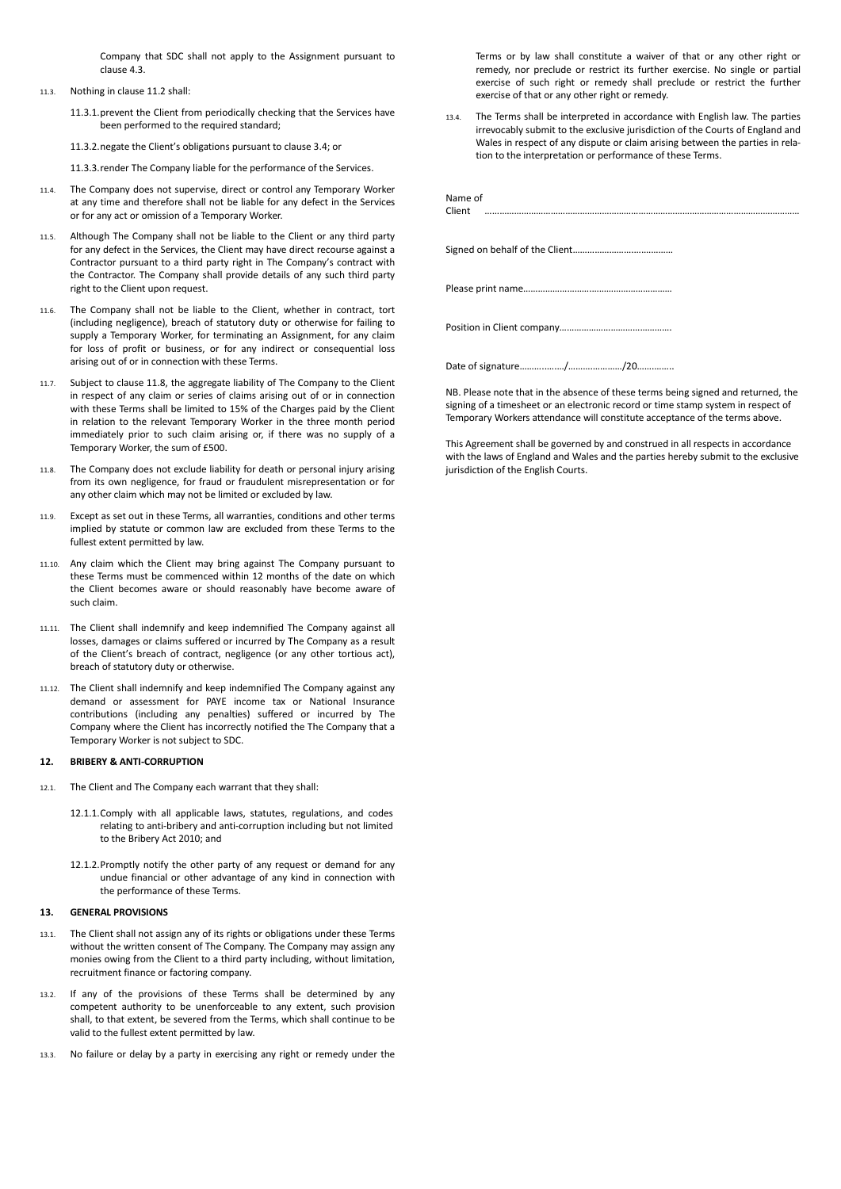Company that SDC shall not apply to the Assignment pursuant to clause 4.3.

11.3. Nothing in clause 11.2 shall:

11.3.1. prevent the Client from periodically checking that the Services have been performed to the required standard;

11.3.2. negate the Client's obligations pursuant to clause 3.4; or

11.3.3. render The Company liable for the performance of the Services.

11.4. The Company does not supervise, direct or control any Temporary Worker at any time and therefore shall not be liable for any defect in the Services or for any act or omission of a Temporary Worker.

11.5. Although The Company shall not be liable to the Client or any third party for any defect in the Services, the Client may have direct recourse against a Contractor pursuant to a third party right in The Company's contract with the Contractor. The Company shall provide details of any such third party right to the Client upon request.

11.6. The Company shall not be liable to the Client, whether in contract, tort (including negligence), breach of statutory duty or otherwise for failing to supply a Temporary Worker, for terminating an Assignment, for any claim for loss of profit or business, or for any indirect or consequential loss arising out of or in connection with these Terms.

11.7. Subject to clause 11.8, the aggregate liability of The Company to the Client in respect of any claim or series of claims arising out of or in connection with these Terms shall be limited to 15% of the Charges paid by the Client in relation to the relevant Temporary Worker in the three month period immediately prior to such claim arising or, if there was no supply of a Temporary Worker, the sum of £500.

11.8. The Company does not exclude liability for death or personal injury arising from its own negligence, for fraud or fraudulent misrepresentation or for any other claim which may not be limited or excluded by law.

11.9. Except as set out in these Terms, all warranties, conditions and other terms implied by statute or common law are excluded from these Terms to the fullest extent permitted by law.

11.10. Any claim which the Client may bring against The Company pursuant to these Terms must be commenced within 12 months of the date on which the Client becomes aware or should reasonably have become aware of such claim.

11.11. The Client shall indemnify and keep indemnified The Company against all losses, damages or claims suffered or incurred by The Company as a result of the Client's breach of contract, negligence (or any other tortious act), breach of statutory duty or otherwise.

11.12. The Client shall indemnify and keep indemnified The Company against any demand or assessment for PAYE income tax or National Insurance contributions (including any penalties) suffered or incurred by The Company where the Client has incorrectly notified the The Company that a Temporary Worker is not subject to SDC.

## 12. BRIBERY & ANTI-CORRUPTION

12.1. The Client and The Company each warrant that they shall:

12.1.1. Comply with all applicable laws, statutes, regulations, and codes relating to anti-bribery and anti-corruption including but not limited to the Bribery Act 2010; and

12.1.2. Promptly notify the other party of any request or demand for any undue financial or other advantage of any kind in connection with the performance of these Terms.

## 13. GENERAL PROVISIONS

13.1. The Client shall not assign any of its rights or obligations under these Terms without the written consent of The Company. The Company may assign any monies owing from the Client to a third party including, without limitation, recruitment finance or factoring company.

13.2. If any of the provisions of these Terms shall be determined by any competent authority to be unenforceable to any extent, such provision shall, to that extent, be severed from the Terms, which shall continue to be valid to the fullest extent permitted by law.

13.3. No failure or delay by a party in exercising any right or remedy under the Terms or by law shall constitute a waiver of that or any other right or remedy, nor preclude or restrict its further exercise. No single or partial exercise of such right or remedy shall preclude or restrict the further exercise of that or any other right or remedy.

13.4. The Terms shall be interpreted in accordance with English law. The parties irrevocably submit to the exclusive jurisdiction of the Courts of England and Wales in respect of any dispute or claim arising between the parties in relation to the interpretation or performance of these Terms.

Name of Client ..............................................................................................................................

Signed on behalf of the Client........................................

Please print name..........................................................

Position in Client company............................................

Date of signature................./...................../20..............

NB. Please note that in the absence of these terms being signed and returned, the signing of a timesheet or an electronic record or time stamp system in respect of Temporary Workers attendance will constitute acceptance of the terms above.

This Agreement shall be governed by and construed in all respects in accordance with the laws of England and Wales and the parties hereby submit to the exclusive jurisdiction of the English Courts.